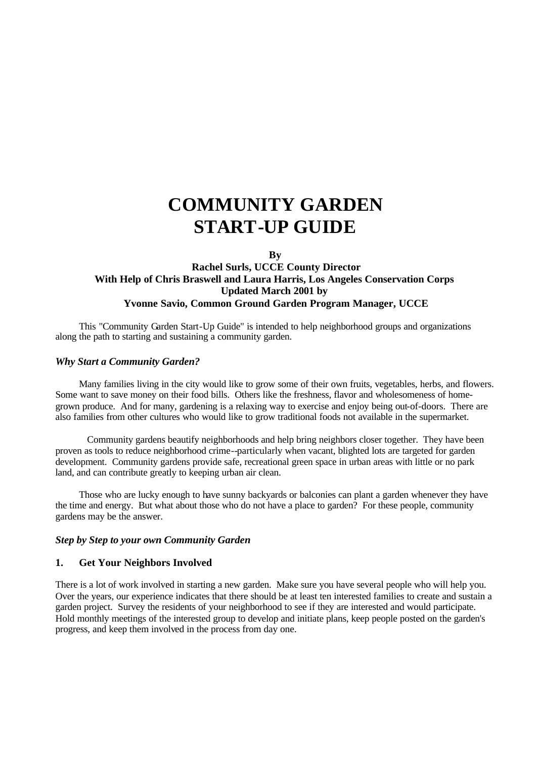# COMMUNITY GARDEN START-UP GUIDE

**By**
**Rachel Surls, UCCE County Director**
**With Help of Chris Braswell and Laura Harris, Los Angeles Conservation Corps**
**Updated March 2001 by**
**Yvonne Savio, Common Ground Garden Program Manager, UCCE**

This "Community Garden Start-Up Guide" is intended to help neighborhood groups and organizations along the path to starting and sustaining a community garden.

### *Why Start a Community Garden?*

Many families living in the city would like to grow some of their own fruits, vegetables, herbs, and flowers. Some want to save money on their food bills. Others like the freshness, flavor and wholesomeness of home-grown produce. And for many, gardening is a relaxing way to exercise and enjoy being out-of-doors. There are also families from other cultures who would like to grow traditional foods not available in the supermarket.

Community gardens beautify neighborhoods and help bring neighbors closer together. They have been proven as tools to reduce neighborhood crime--particularly when vacant, blighted lots are targeted for garden development. Community gardens provide safe, recreational green space in urban areas with little or no park land, and can contribute greatly to keeping urban air clean.

Those who are lucky enough to have sunny backyards or balconies can plant a garden whenever they have the time and energy. But what about those who do not have a place to garden? For these people, community gardens may be the answer.

### *Step by Step to your own Community Garden*

### 1. Get Your Neighbors Involved

There is a lot of work involved in starting a new garden. Make sure you have several people who will help you. Over the years, our experience indicates that there should be at least ten interested families to create and sustain a garden project. Survey the residents of your neighborhood to see if they are interested and would participate. Hold monthly meetings of the interested group to develop and initiate plans, keep people posted on the garden's progress, and keep them involved in the process from day one.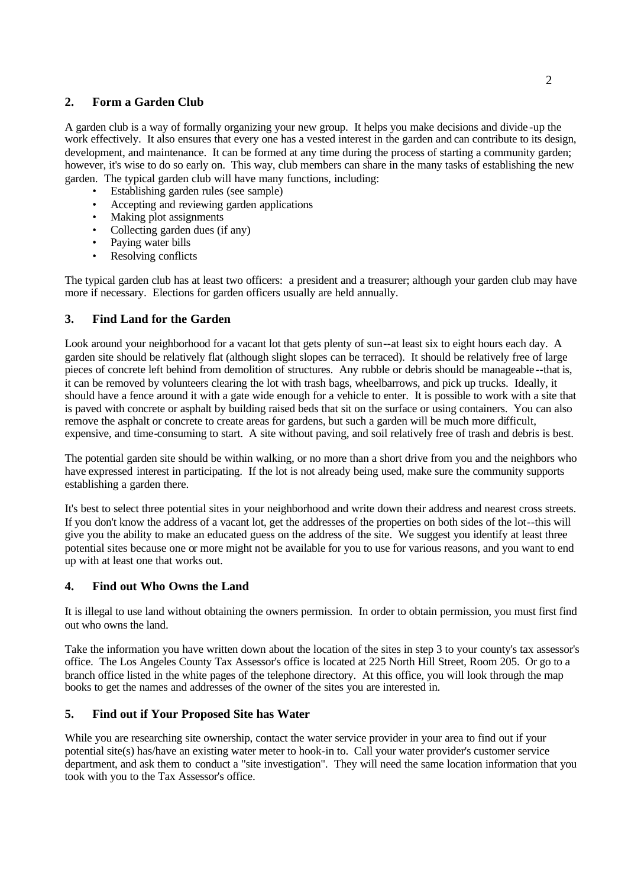## 2. Form a Garden Club

A garden club is a way of formally organizing your new group. It helps you make decisions and divide-up the work effectively. It also ensures that every one has a vested interest in the garden and can contribute to its design, development, and maintenance. It can be formed at any time during the process of starting a community garden; however, it's wise to do so early on. This way, club members can share in the many tasks of establishing the new garden. The typical garden club will have many functions, including:

- Establishing garden rules (see sample)
- Accepting and reviewing garden applications
- Making plot assignments
- Collecting garden dues (if any)
- Paying water bills
- Resolving conflicts

The typical garden club has at least two officers: a president and a treasurer; although your garden club may have more if necessary. Elections for garden officers usually are held annually.

## 3. Find Land for the Garden

Look around your neighborhood for a vacant lot that gets plenty of sun--at least six to eight hours each day. A garden site should be relatively flat (although slight slopes can be terraced). It should be relatively free of large pieces of concrete left behind from demolition of structures. Any rubble or debris should be manageable--that is, it can be removed by volunteers clearing the lot with trash bags, wheelbarrows, and pick up trucks. Ideally, it should have a fence around it with a gate wide enough for a vehicle to enter. It is possible to work with a site that is paved with concrete or asphalt by building raised beds that sit on the surface or using containers. You can also remove the asphalt or concrete to create areas for gardens, but such a garden will be much more difficult, expensive, and time-consuming to start. A site without paving, and soil relatively free of trash and debris is best.

The potential garden site should be within walking, or no more than a short drive from you and the neighbors who have expressed interest in participating. If the lot is not already being used, make sure the community supports establishing a garden there.

It's best to select three potential sites in your neighborhood and write down their address and nearest cross streets. If you don't know the address of a vacant lot, get the addresses of the properties on both sides of the lot--this will give you the ability to make an educated guess on the address of the site. We suggest you identify at least three potential sites because one or more might not be available for you to use for various reasons, and you want to end up with at least one that works out.

## 4. Find out Who Owns the Land

It is illegal to use land without obtaining the owners permission. In order to obtain permission, you must first find out who owns the land.

Take the information you have written down about the location of the sites in step 3 to your county's tax assessor's office. The Los Angeles County Tax Assessor's office is located at 225 North Hill Street, Room 205. Or go to a branch office listed in the white pages of the telephone directory. At this office, you will look through the map books to get the names and addresses of the owner of the sites you are interested in.

## 5. Find out if Your Proposed Site has Water

While you are researching site ownership, contact the water service provider in your area to find out if your potential site(s) has/have an existing water meter to hook-in to. Call your water provider's customer service department, and ask them to conduct a "site investigation". They will need the same location information that you took with you to the Tax Assessor's office.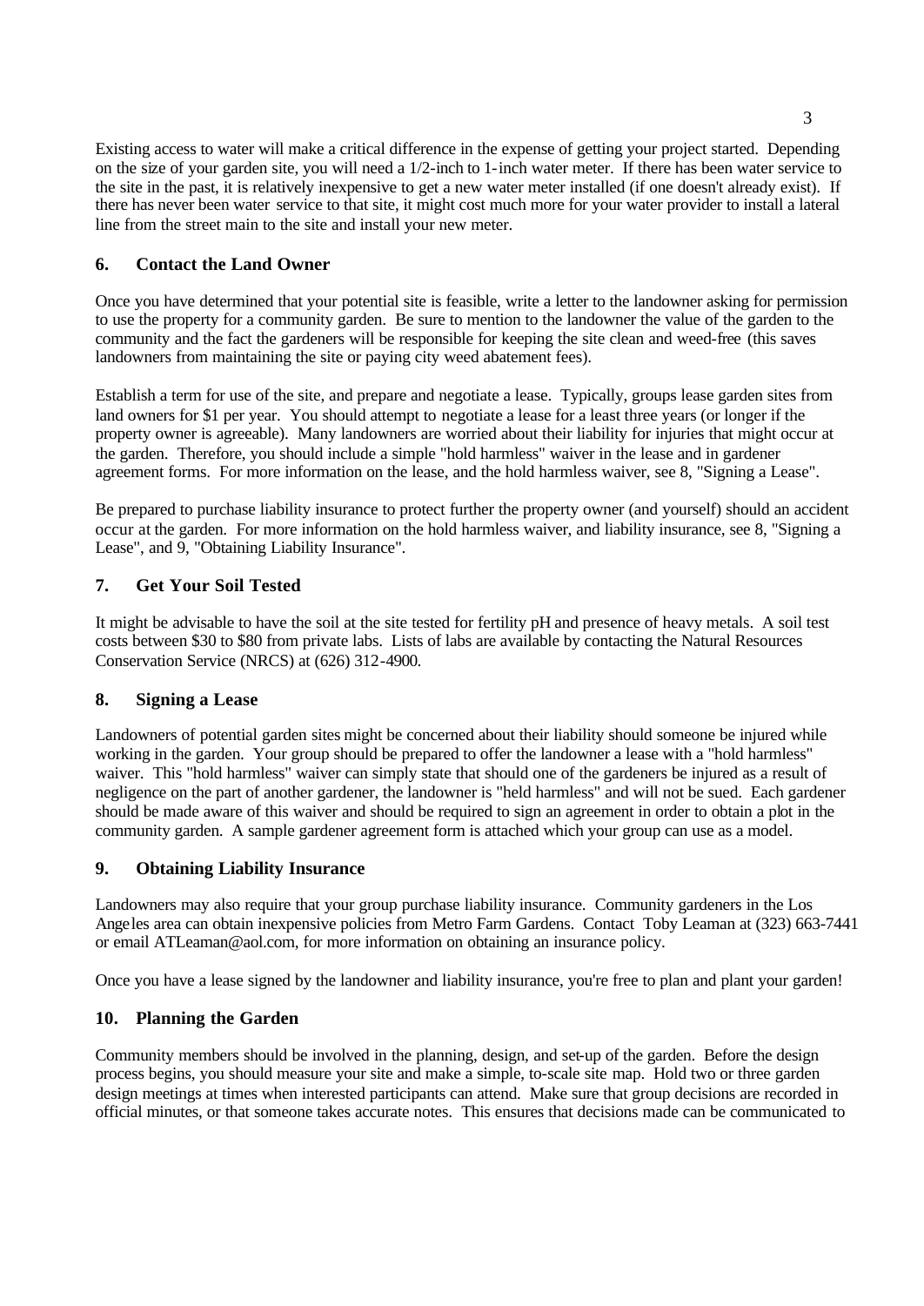Existing access to water will make a critical difference in the expense of getting your project started. Depending on the size of your garden site, you will need a 1/2-inch to 1-inch water meter. If there has been water service to the site in the past, it is relatively inexpensive to get a new water meter installed (if one doesn't already exist). If there has never been water service to that site, it might cost much more for your water provider to install a lateral line from the street main to the site and install your new meter.

## 6. Contact the Land Owner

Once you have determined that your potential site is feasible, write a letter to the landowner asking for permission to use the property for a community garden. Be sure to mention to the landowner the value of the garden to the community and the fact the gardeners will be responsible for keeping the site clean and weed-free (this saves landowners from maintaining the site or paying city weed abatement fees).

Establish a term for use of the site, and prepare and negotiate a lease. Typically, groups lease garden sites from land owners for $1 per year. You should attempt to negotiate a lease for a least three years (or longer if the property owner is agreeable). Many landowners are worried about their liability for injuries that might occur at the garden. Therefore, you should include a simple "hold harmless" waiver in the lease and in gardener agreement forms. For more information on the lease, and the hold harmless waiver, see 8, "Signing a Lease".

Be prepared to purchase liability insurance to protect further the property owner (and yourself) should an accident occur at the garden. For more information on the hold harmless waiver, and liability insurance, see 8, "Signing a Lease", and 9, "Obtaining Liability Insurance".

## 7. Get Your Soil Tested

It might be advisable to have the soil at the site tested for fertility pH and presence of heavy metals. A soil test costs between $30 to $80 from private labs. Lists of labs are available by contacting the Natural Resources Conservation Service (NRCS) at (626) 312-4900.

## 8. Signing a Lease

Landowners of potential garden sites might be concerned about their liability should someone be injured while working in the garden. Your group should be prepared to offer the landowner a lease with a "hold harmless" waiver. This "hold harmless" waiver can simply state that should one of the gardeners be injured as a result of negligence on the part of another gardener, the landowner is "held harmless" and will not be sued. Each gardener should be made aware of this waiver and should be required to sign an agreement in order to obtain a plot in the community garden. A sample gardener agreement form is attached which your group can use as a model.

## 9. Obtaining Liability Insurance

Landowners may also require that your group purchase liability insurance. Community gardeners in the Los Angeles area can obtain inexpensive policies from Metro Farm Gardens. Contact Toby Leaman at (323) 663-7441 or email ATLeaman@aol.com, for more information on obtaining an insurance policy.

Once you have a lease signed by the landowner and liability insurance, you're free to plan and plant your garden!

## 10. Planning the Garden

Community members should be involved in the planning, design, and set-up of the garden. Before the design process begins, you should measure your site and make a simple, to-scale site map. Hold two or three garden design meetings at times when interested participants can attend. Make sure that group decisions are recorded in official minutes, or that someone takes accurate notes. This ensures that decisions made can be communicated to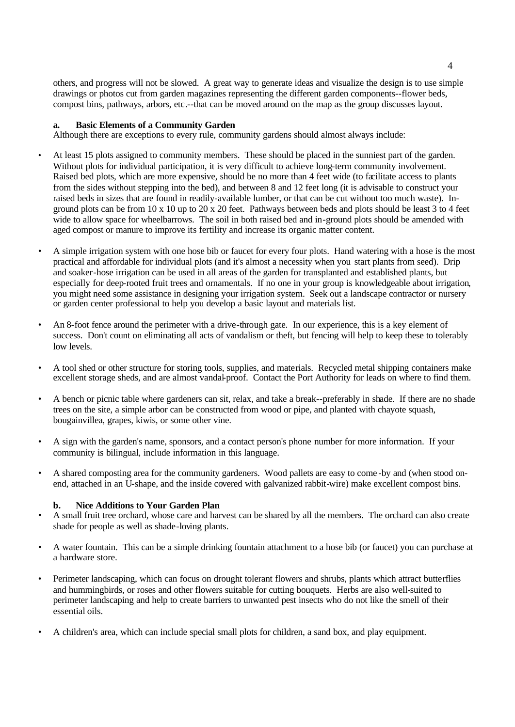others, and progress will not be slowed. A great way to generate ideas and visualize the design is to use simple drawings or photos cut from garden magazines representing the different garden components--flower beds, compost bins, pathways, arbors, etc.--that can be moved around on the map as the group discusses layout.

### a. Basic Elements of a Community Garden

Although there are exceptions to every rule, community gardens should almost always include:

- At least 15 plots assigned to community members. These should be placed in the sunniest part of the garden. Without plots for individual participation, it is very difficult to achieve long-term community involvement. Raised bed plots, which are more expensive, should be no more than 4 feet wide (to facilitate access to plants from the sides without stepping into the bed), and between 8 and 12 feet long (it is advisable to construct your raised beds in sizes that are found in readily-available lumber, or that can be cut without too much waste). In-ground plots can be from 10 x 10 up to 20 x 20 feet. Pathways between beds and plots should be least 3 to 4 feet wide to allow space for wheelbarrows. The soil in both raised bed and in-ground plots should be amended with aged compost or manure to improve its fertility and increase its organic matter content.

- A simple irrigation system with one hose bib or faucet for every four plots. Hand watering with a hose is the most practical and affordable for individual plots (and it's almost a necessity when you start plants from seed). Drip and soaker-hose irrigation can be used in all areas of the garden for transplanted and established plants, but especially for deep-rooted fruit trees and ornamentals. If no one in your group is knowledgeable about irrigation, you might need some assistance in designing your irrigation system. Seek out a landscape contractor or nursery or garden center professional to help you develop a basic layout and materials list.

- An 8-foot fence around the perimeter with a drive-through gate. In our experience, this is a key element of success. Don't count on eliminating all acts of vandalism or theft, but fencing will help to keep these to tolerably low levels.

- A tool shed or other structure for storing tools, supplies, and materials. Recycled metal shipping containers make excellent storage sheds, and are almost vandal-proof. Contact the Port Authority for leads on where to find them.

- A bench or picnic table where gardeners can sit, relax, and take a break--preferably in shade. If there are no shade trees on the site, a simple arbor can be constructed from wood or pipe, and planted with chayote squash, bougainvillea, grapes, kiwis, or some other vine.

- A sign with the garden's name, sponsors, and a contact person's phone number for more information. If your community is bilingual, include information in this language.

- A shared composting area for the community gardeners. Wood pallets are easy to come-by and (when stood on-end, attached in an U-shape, and the inside covered with galvanized rabbit-wire) make excellent compost bins.

### b. Nice Additions to Your Garden Plan

- A small fruit tree orchard, whose care and harvest can be shared by all the members. The orchard can also create shade for people as well as shade-loving plants.

- A water fountain. This can be a simple drinking fountain attachment to a hose bib (or faucet) you can purchase at a hardware store.

- Perimeter landscaping, which can focus on drought tolerant flowers and shrubs, plants which attract butterflies and hummingbirds, or roses and other flowers suitable for cutting bouquets. Herbs are also well-suited to perimeter landscaping and help to create barriers to unwanted pest insects who do not like the smell of their essential oils.

- A children's area, which can include special small plots for children, a sand box, and play equipment.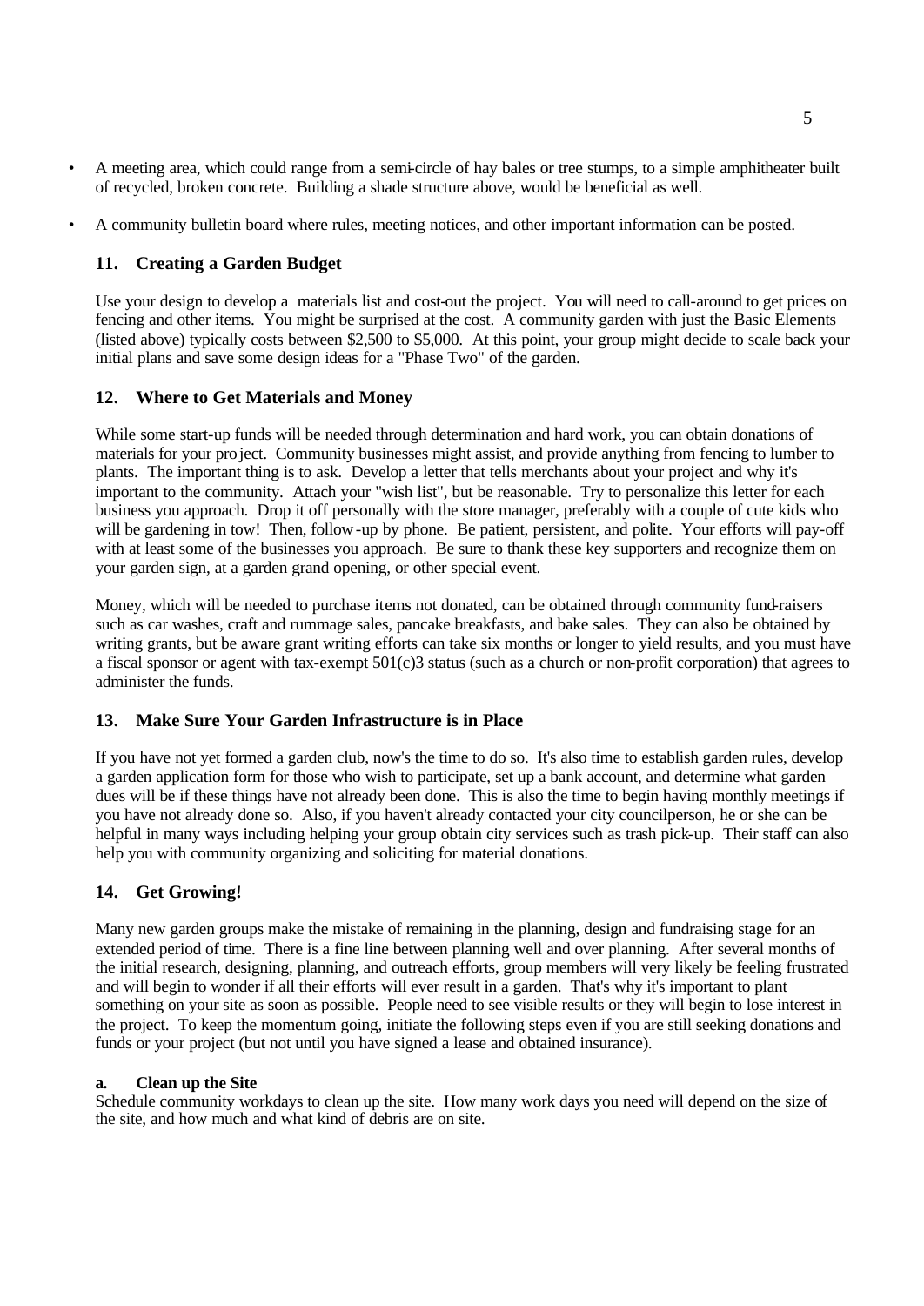- A meeting area, which could range from a semi-circle of hay bales or tree stumps, to a simple amphitheater built of recycled, broken concrete. Building a shade structure above, would be beneficial as well.
- A community bulletin board where rules, meeting notices, and other important information can be posted.

## 11. Creating a Garden Budget

Use your design to develop a materials list and cost-out the project. You will need to call-around to get prices on fencing and other items. You might be surprised at the cost. A community garden with just the Basic Elements (listed above) typically costs between $2,500 to $5,000. At this point, your group might decide to scale back your initial plans and save some design ideas for a "Phase Two" of the garden.

## 12. Where to Get Materials and Money

While some start-up funds will be needed through determination and hard work, you can obtain donations of materials for your project. Community businesses might assist, and provide anything from fencing to lumber to plants. The important thing is to ask. Develop a letter that tells merchants about your project and why it's important to the community. Attach your "wish list", but be reasonable. Try to personalize this letter for each business you approach. Drop it off personally with the store manager, preferably with a couple of cute kids who will be gardening in tow! Then, follow-up by phone. Be patient, persistent, and polite. Your efforts will pay-off with at least some of the businesses you approach. Be sure to thank these key supporters and recognize them on your garden sign, at a garden grand opening, or other special event.

Money, which will be needed to purchase items not donated, can be obtained through community fund-raisers such as car washes, craft and rummage sales, pancake breakfasts, and bake sales. They can also be obtained by writing grants, but be aware grant writing efforts can take six months or longer to yield results, and you must have a fiscal sponsor or agent with tax-exempt 501(c)3 status (such as a church or non-profit corporation) that agrees to administer the funds.

## 13. Make Sure Your Garden Infrastructure is in Place

If you have not yet formed a garden club, now's the time to do so. It's also time to establish garden rules, develop a garden application form for those who wish to participate, set up a bank account, and determine what garden dues will be if these things have not already been done. This is also the time to begin having monthly meetings if you have not already done so. Also, if you haven't already contacted your city councilperson, he or she can be helpful in many ways including helping your group obtain city services such as trash pick-up. Their staff can also help you with community organizing and soliciting for material donations.

## 14. Get Growing!

Many new garden groups make the mistake of remaining in the planning, design and fundraising stage for an extended period of time. There is a fine line between planning well and over planning. After several months of the initial research, designing, planning, and outreach efforts, group members will very likely be feeling frustrated and will begin to wonder if all their efforts will ever result in a garden. That's why it's important to plant something on your site as soon as possible. People need to see visible results or they will begin to lose interest in the project. To keep the momentum going, initiate the following steps even if you are still seeking donations and funds or your project (but not until you have signed a lease and obtained insurance).

### a. Clean up the Site

Schedule community workdays to clean up the site. How many work days you need will depend on the size of the site, and how much and what kind of debris are on site.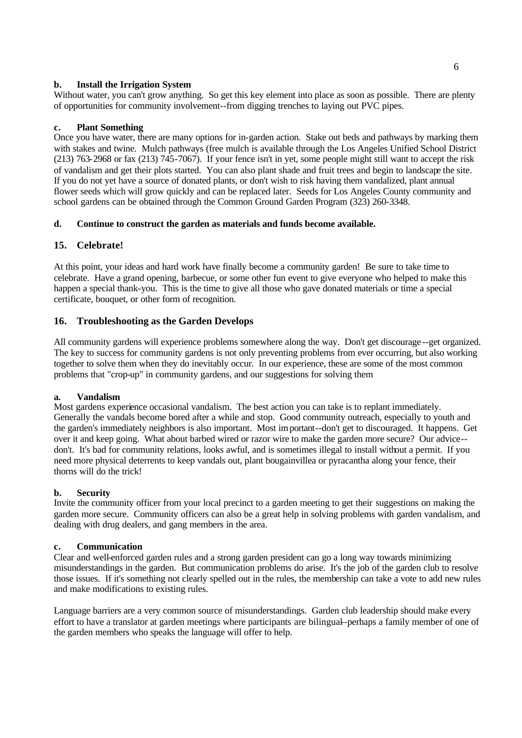**b. Install the Irrigation System**

Without water, you can't grow anything. So get this key element into place as soon as possible. There are plenty of opportunities for community involvement--from digging trenches to laying out PVC pipes.

**c. Plant Something**

Once you have water, there are many options for in-garden action. Stake out beds and pathways by marking them with stakes and twine. Mulch pathways (free mulch is available through the Los Angeles Unified School District (213) 763-2968 or fax (213) 745-7067). If your fence isn't in yet, some people might still want to accept the risk of vandalism and get their plots started. You can also plant shade and fruit trees and begin to landscape the site. If you do not yet have a source of donated plants, or don't wish to risk having them vandalized, plant annual flower seeds which will grow quickly and can be replaced later. Seeds for Los Angeles County community and school gardens can be obtained through the Common Ground Garden Program (323) 260-3348.

**d. Continue to construct the garden as materials and funds become available.**

## 15. Celebrate!

At this point, your ideas and hard work have finally become a community garden! Be sure to take time to celebrate. Have a grand opening, barbecue, or some other fun event to give everyone who helped to make this happen a special thank-you. This is the time to give all those who gave donated materials or time a special certificate, bouquet, or other form of recognition.

## 16. Troubleshooting as the Garden Develops

All community gardens will experience problems somewhere along the way. Don't get discourage--get organized. The key to success for community gardens is not only preventing problems from ever occurring, but also working together to solve them when they do inevitably occur. In our experience, these are some of the most common problems that "crop-up" in community gardens, and our suggestions for solving them

**a. Vandalism**

Most gardens experience occasional vandalism. The best action you can take is to replant immediately. Generally the vandals become bored after a while and stop. Good community outreach, especially to youth and the garden's immediately neighbors is also important. Most important--don't get to discouraged. It happens. Get over it and keep going. What about barbed wired or razor wire to make the garden more secure? Our advice--don't. It's bad for community relations, looks awful, and is sometimes illegal to install without a permit. If you need more physical deterrents to keep vandals out, plant bougainvillea or pyracantha along your fence, their thorns will do the trick!

**b. Security**

Invite the community officer from your local precinct to a garden meeting to get their suggestions on making the garden more secure. Community officers can also be a great help in solving problems with garden vandalism, and dealing with drug dealers, and gang members in the area.

**c. Communication**

Clear and well-enforced garden rules and a strong garden president can go a long way towards minimizing misunderstandings in the garden. But communication problems do arise. It's the job of the garden club to resolve those issues. If it's something not clearly spelled out in the rules, the membership can take a vote to add new rules and make modifications to existing rules.

Language barriers are a very common source of misunderstandings. Garden club leadership should make every effort to have a translator at garden meetings where participants are bilingual--perhaps a family member of one of the garden members who speaks the language will offer to help.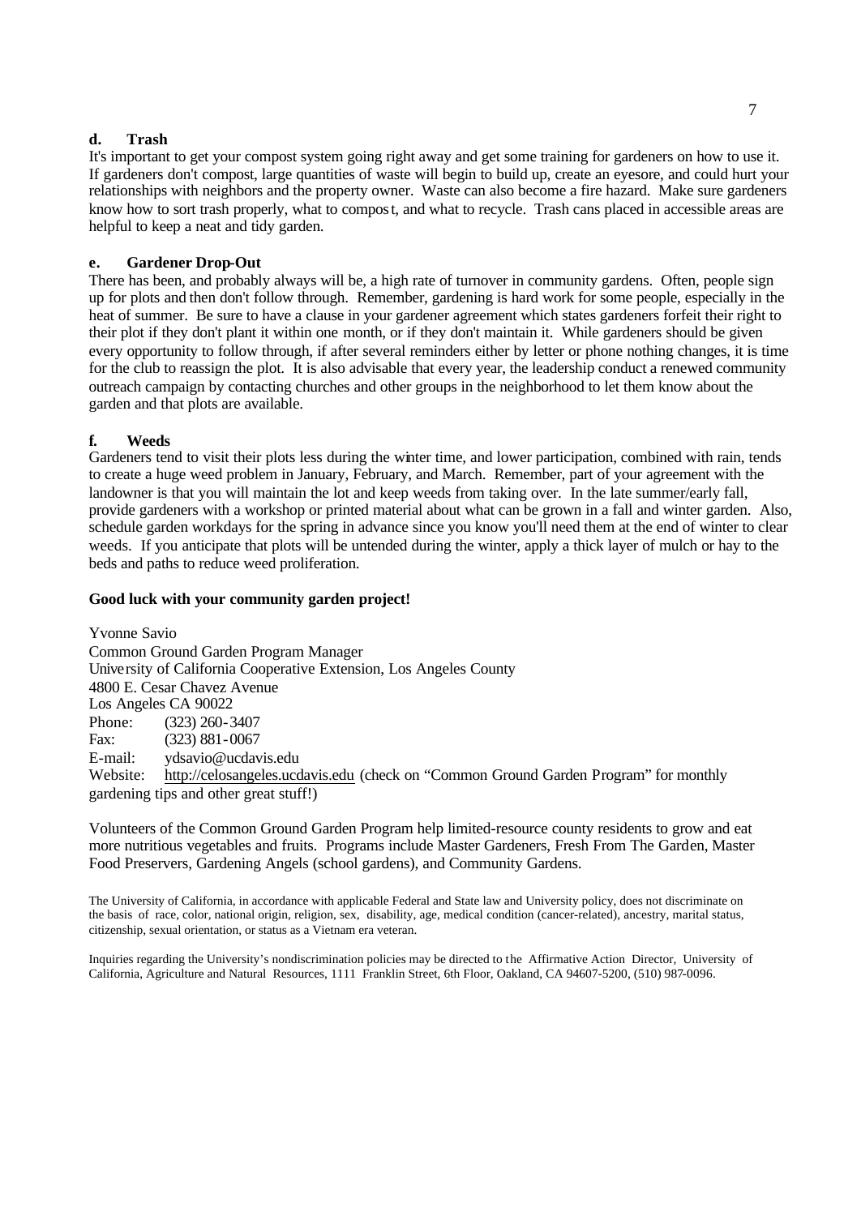### d. Trash

It's important to get your compost system going right away and get some training for gardeners on how to use it. If gardeners don't compost, large quantities of waste will begin to build up, create an eyesore, and could hurt your relationships with neighbors and the property owner. Waste can also become a fire hazard. Make sure gardeners know how to sort trash properly, what to compost, and what to recycle. Trash cans placed in accessible areas are helpful to keep a neat and tidy garden.

### e. Gardener Drop-Out

There has been, and probably always will be, a high rate of turnover in community gardens. Often, people sign up for plots and then don't follow through. Remember, gardening is hard work for some people, especially in the heat of summer. Be sure to have a clause in your gardener agreement which states gardeners forfeit their right to their plot if they don't plant it within one month, or if they don't maintain it. While gardeners should be given every opportunity to follow through, if after several reminders either by letter or phone nothing changes, it is time for the club to reassign the plot. It is also advisable that every year, the leadership conduct a renewed community outreach campaign by contacting churches and other groups in the neighborhood to let them know about the garden and that plots are available.

### f. Weeds

Gardeners tend to visit their plots less during the winter time, and lower participation, combined with rain, tends to create a huge weed problem in January, February, and March. Remember, part of your agreement with the landowner is that you will maintain the lot and keep weeds from taking over. In the late summer/early fall, provide gardeners with a workshop or printed material about what can be grown in a fall and winter garden. Also, schedule garden workdays for the spring in advance since you know you'll need them at the end of winter to clear weeds. If you anticipate that plots will be untended during the winter, apply a thick layer of mulch or hay to the beds and paths to reduce weed proliferation.

**Good luck with your community garden project!**

Yvonne Savio
Common Ground Garden Program Manager
University of California Cooperative Extension, Los Angeles County
4800 E. Cesar Chavez Avenue
Los Angeles CA 90022
Phone: (323) 260-3407
Fax: (323) 881-0067
E-mail: ydsavio@ucdavis.edu
Website: http://celosangeles.ucdavis.edu (check on "Common Ground Garden Program" for monthly gardening tips and other great stuff!)

Volunteers of the Common Ground Garden Program help limited-resource county residents to grow and eat more nutritious vegetables and fruits. Programs include Master Gardeners, Fresh From The Garden, Master Food Preservers, Gardening Angels (school gardens), and Community Gardens.

The University of California, in accordance with applicable Federal and State law and University policy, does not discriminate on the basis of race, color, national origin, religion, sex, disability, age, medical condition (cancer-related), ancestry, marital status, citizenship, sexual orientation, or status as a Vietnam era veteran.

Inquiries regarding the University's nondiscrimination policies may be directed to the Affirmative Action Director, University of California, Agriculture and Natural Resources, 1111 Franklin Street, 6th Floor, Oakland, CA 94607-5200, (510) 987-0096.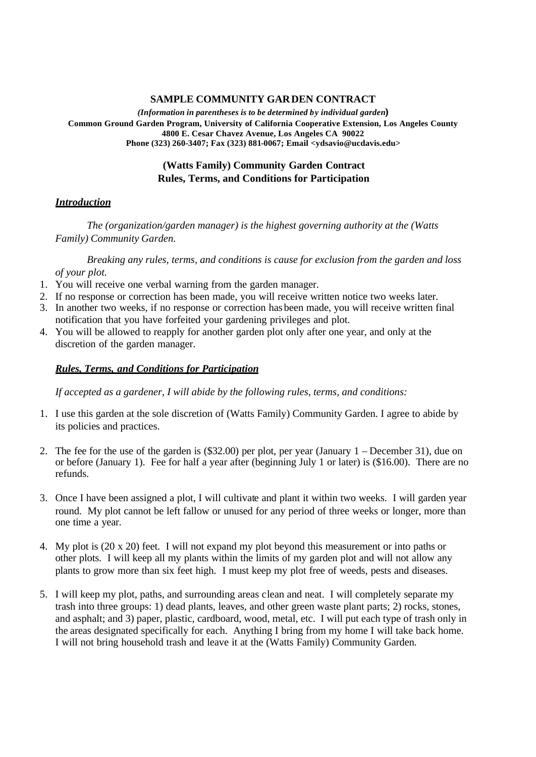**SAMPLE COMMUNITY GARDEN CONTRACT**

***(Information in parentheses is to be determined by individual garden)***

**Common Ground Garden Program, University of California Cooperative Extension, Los Angeles County**
**4800 E. Cesar Chavez Avenue, Los Angeles CA 90022**
**Phone (323) 260-3407; Fax (323) 881-0067; Email <ydsavio@ucdavis.edu>**

**(Watts Family) Community Garden Contract**
**Rules, Terms, and Conditions for Participation**

***Introduction***

*The (organization/garden manager) is the highest governing authority at the (Watts Family) Community Garden.*

*Breaking any rules, terms, and conditions is cause for exclusion from the garden and loss of your plot.*

1. You will receive one verbal warning from the garden manager.
2. If no response or correction has been made, you will receive written notice two weeks later.
3. In another two weeks, if no response or correction has been made, you will receive written final notification that you have forfeited your gardening privileges and plot.
4. You will be allowed to reapply for another garden plot only after one year, and only at the discretion of the garden manager.

***Rules, Terms, and Conditions for Participation***

*If accepted as a gardener, I will abide by the following rules, terms, and conditions:*

1. I use this garden at the sole discretion of (Watts Family) Community Garden. I agree to abide by its policies and practices.

2. The fee for the use of the garden is ($32.00) per plot, per year (January 1 – December 31), due on or before (January 1). Fee for half a year after (beginning July 1 or later) is ($16.00). There are no refunds.

3. Once I have been assigned a plot, I will cultivate and plant it within two weeks. I will garden year round. My plot cannot be left fallow or unused for any period of three weeks or longer, more than one time a year.

4. My plot is (20 x 20) feet. I will not expand my plot beyond this measurement or into paths or other plots. I will keep all my plants within the limits of my garden plot and will not allow any plants to grow more than six feet high. I must keep my plot free of weeds, pests and diseases.

5. I will keep my plot, paths, and surrounding areas clean and neat. I will completely separate my trash into three groups: 1) dead plants, leaves, and other green waste plant parts; 2) rocks, stones, and asphalt; and 3) paper, plastic, cardboard, wood, metal, etc. I will put each type of trash only in the areas designated specifically for each. Anything I bring from my home I will take back home. I will not bring household trash and leave it at the (Watts Family) Community Garden.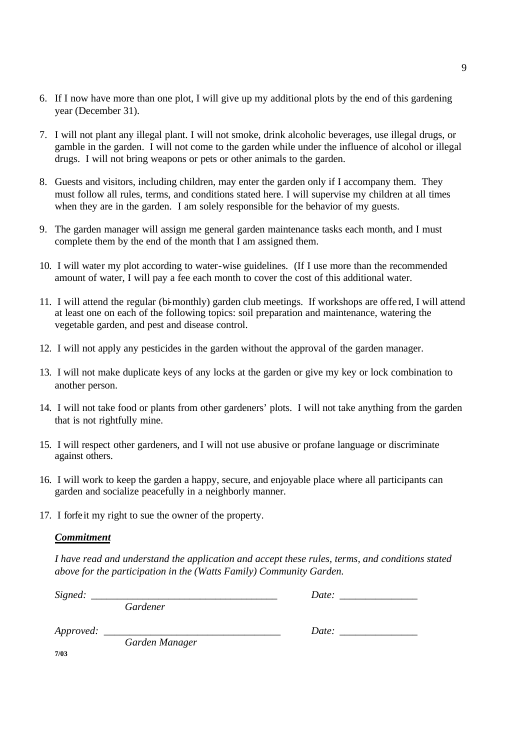6. If I now have more than one plot, I will give up my additional plots by the end of this gardening year (December 31).

7. I will not plant any illegal plant. I will not smoke, drink alcoholic beverages, use illegal drugs, or gamble in the garden. I will not come to the garden while under the influence of alcohol or illegal drugs. I will not bring weapons or pets or other animals to the garden.

8. Guests and visitors, including children, may enter the garden only if I accompany them. They must follow all rules, terms, and conditions stated here. I will supervise my children at all times when they are in the garden. I am solely responsible for the behavior of my guests.

9. The garden manager will assign me general garden maintenance tasks each month, and I must complete them by the end of the month that I am assigned them.

10. I will water my plot according to water-wise guidelines. (If I use more than the recommended amount of water, I will pay a fee each month to cover the cost of this additional water.

11. I will attend the regular (bi-monthly) garden club meetings. If workshops are offered, I will attend at least one on each of the following topics: soil preparation and maintenance, watering the vegetable garden, and pest and disease control.

12. I will not apply any pesticides in the garden without the approval of the garden manager.

13. I will not make duplicate keys of any locks at the garden or give my key or lock combination to another person.

14. I will not take food or plants from other gardeners' plots. I will not take anything from the garden that is not rightfully mine.

15. I will respect other gardeners, and I will not use abusive or profane language or discriminate against others.

16. I will work to keep the garden a happy, secure, and enjoyable place where all participants can garden and socialize peacefully in a neighborly manner.

17. I forfeit my right to sue the owner of the property.

***Commitment***

*I have read and understand the application and accept these rules, terms, and conditions stated above for the participation in the (Watts Family) Community Garden.*

*Signed:* ___________________________________ *Date:* _______________
*Gardener*

*Approved:* _________________________________ *Date:* _______________
*Garden Manager*

**7/03**